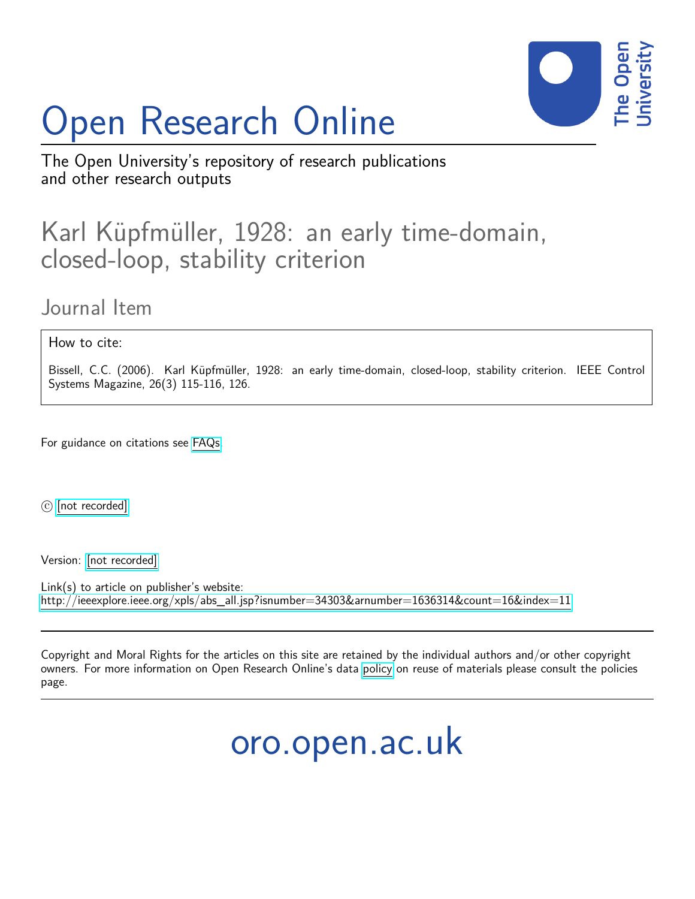# Open Research Online

The Open University's repository of research publications and other research outputs

## Karl Küpfmüller, 1928: an early time-domain, closed-loop, stability criterion

Journal Item

How to cite:

Bissell, C.C. (2006). Karl Küpfmüller, 1928: an early time-domain, closed-loop, stability criterion. IEEE Control Systems Magazine, 26(3) 115-116, 126.

For guidance on citations see FAQs.

© [not recorded]

Version: [not recorded]

Link(s) to article on publisher's website:
http://ieeexplore.ieee.org/xpls/abs_all.jsp?isnumber=34303&arnumber=1636314&count=16&index=11

Copyright and Moral Rights for the articles on this site are retained by the individual authors and/or other copyright owners. For more information on Open Research Online's data policy on reuse of materials please consult the policies page.

oro.open.ac.uk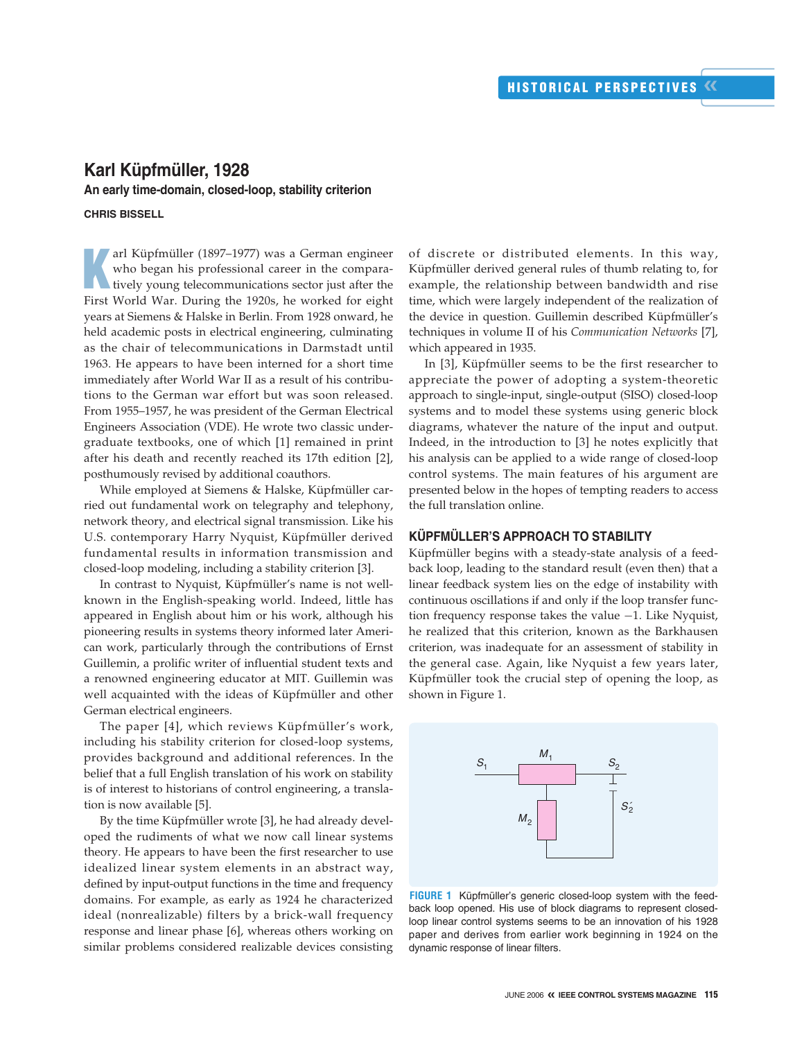# Karl Küpfmüller, 1928

## An early time-domain, closed-loop, stability criterion

**CHRIS BISSELL**

Karl Küpfmüller (1897–1977) was a German engineer who began his professional career in the comparatively young telecommunications sector just after the First World War. During the 1920s, he worked for eight years at Siemens & Halske in Berlin. From 1928 onward, he held academic posts in electrical engineering, culminating as the chair of telecommunications in Darmstadt until 1963. He appears to have been interned for a short time immediately after World War II as a result of his contributions to the German war effort but was soon released. From 1955–1957, he was president of the German Electrical Engineers Association (VDE). He wrote two classic undergraduate textbooks, one of which [1] remained in print after his death and recently reached its 17th edition [2], posthumously revised by additional coauthors.

While employed at Siemens & Halske, Küpfmüller carried out fundamental work on telegraphy and telephony, network theory, and electrical signal transmission. Like his U.S. contemporary Harry Nyquist, Küpfmüller derived fundamental results in information transmission and closed-loop modeling, including a stability criterion [3].

In contrast to Nyquist, Küpfmüller's name is not well-known in the English-speaking world. Indeed, little has appeared in English about him or his work, although his pioneering results in systems theory informed later American work, particularly through the contributions of Ernst Guillemin, a prolific writer of influential student texts and a renowned engineering educator at MIT. Guillemin was well acquainted with the ideas of Küpfmüller and other German electrical engineers.

The paper [4], which reviews Küpfmüller's work, including his stability criterion for closed-loop systems, provides background and additional references. In the belief that a full English translation of his work on stability is of interest to historians of control engineering, a translation is now available [5].

By the time Küpfmüller wrote [3], he had already developed the rudiments of what we now call linear systems theory. He appears to have been the first researcher to use idealized linear system elements in an abstract way, defined by input-output functions in the time and frequency domains. For example, as early as 1924 he characterized ideal (nonrealizable) filters by a brick-wall frequency response and linear phase [6], whereas others working on similar problems considered realizable devices consisting of discrete or distributed elements. In this way, Küpfmüller derived general rules of thumb relating to, for example, the relationship between bandwidth and rise time, which were largely independent of the realization of the device in question. Guillemin described Küpfmüller's techniques in volume II of his *Communication Networks* [7], which appeared in 1935.

In [3], Küpfmüller seems to be the first researcher to appreciate the power of adopting a system-theoretic approach to single-input, single-output (SISO) closed-loop systems and to model these systems using generic block diagrams, whatever the nature of the input and output. Indeed, in the introduction to [3] he notes explicitly that his analysis can be applied to a wide range of closed-loop control systems. The main features of his argument are presented below in the hopes of tempting readers to access the full translation online.

## KÜPFMÜLLER'S APPROACH TO STABILITY

Küpfmüller begins with a steady-state analysis of a feedback loop, leading to the standard result (even then) that a linear feedback system lies on the edge of instability with continuous oscillations if and only if the loop transfer function frequency response takes the value −1. Like Nyquist, he realized that this criterion, known as the Barkhausen criterion, was inadequate for an assessment of stability in the general case. Again, like Nyquist a few years later, Küpfmüller took the crucial step of opening the loop, as shown in Figure 1.

**FIGURE 1** Küpfmüller's generic closed-loop system with the feedback loop opened. His use of block diagrams to represent closed-loop linear control systems seems to be an innovation of his 1928 paper and derives from earlier work beginning in 1924 on the dynamic response of linear filters.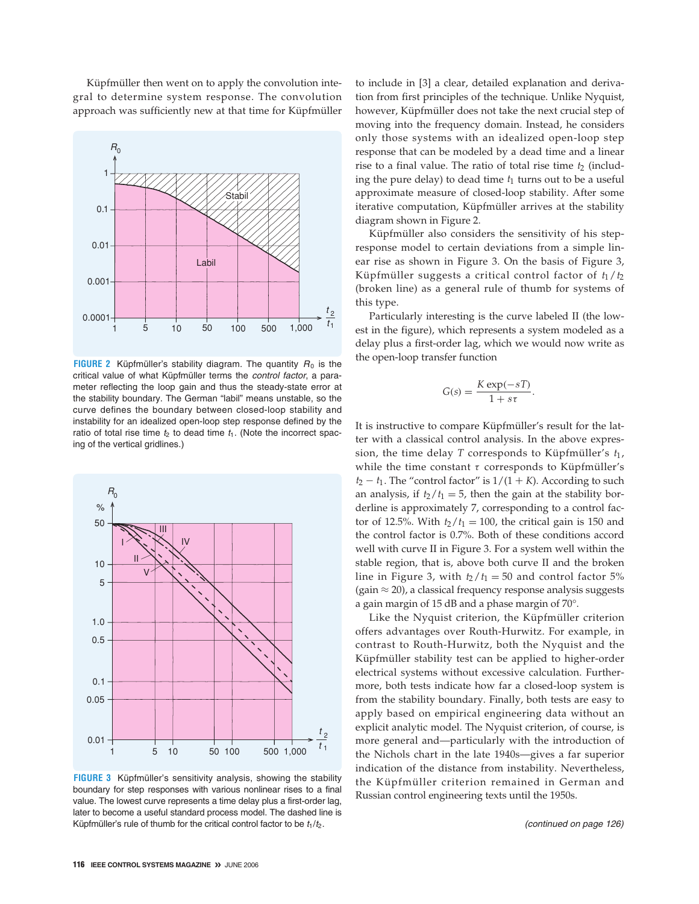Küpfmüller then went on to apply the convolution integral to determine system response. The convolution approach was sufficiently new at that time for Küpfmüller to include in [3] a clear, detailed explanation and derivation from first principles of the technique. Unlike Nyquist, however, Küpfmüller does not take the next crucial step of moving into the frequency domain. Instead, he considers only those systems with an idealized open-loop step response that can be modeled by a dead time and a linear rise to a final value. The ratio of total rise time $t_2$ (including the pure delay) to dead time $t_1$ turns out to be a useful approximate measure of closed-loop stability. After some iterative computation, Küpfmüller arrives at the stability diagram shown in Figure 2.

**FIGURE 2** Küpfmüller's stability diagram. The quantity $R_0$ is the critical value of what Küpfmüller terms the *control factor*, a parameter reflecting the loop gain and thus the steady-state error at the stability boundary. The German "labil" means unstable, so the curve defines the boundary between closed-loop stability and instability for an idealized open-loop step response defined by the ratio of total rise time $t_2$ to dead time $t_1$. (Note the incorrect spacing of the vertical gridlines.)

Küpfmüller also considers the sensitivity of his step-response model to certain deviations from a simple linear rise as shown in Figure 3. On the basis of Figure 3, Küpfmüller suggests a critical control factor of $t_1/t_2$ (broken line) as a general rule of thumb for systems of this type.

Particularly interesting is the curve labeled II (the lowest in the figure), which represents a system modeled as a delay plus a first-order lag, which we would now write as the open-loop transfer function

$$G(s) = \frac{K\exp(-sT)}{1+s\tau}.$$

It is instructive to compare Küpfmüller's result for the latter with a classical control analysis. In the above expression, the time delay $T$ corresponds to Küpfmüller's $t_1$, while the time constant $\tau$ corresponds to Küpfmüller's $t_2 - t_1$. The "control factor" is $1/(1+K)$. According to such an analysis, if $t_2/t_1 = 5$, then the gain at the stability borderline is approximately 7, corresponding to a control factor of 12.5%. With $t_2/t_1 = 100$, the critical gain is 150 and the control factor is 0.7%. Both of these conditions accord well with curve II in Figure 3. For a system well within the stable region, that is, above both curve II and the broken line in Figure 3, with $t_2/t_1 = 50$ and control factor 5% (gain $\approx 20$), a classical frequency response analysis suggests a gain margin of 15 dB and a phase margin of 70°.

Like the Nyquist criterion, the Küpfmüller criterion offers advantages over Routh-Hurwitz. For example, in contrast to Routh-Hurwitz, both the Nyquist and the Küpfmüller stability test can be applied to higher-order electrical systems without excessive calculation. Furthermore, both tests indicate how far a closed-loop system is from the stability boundary. Finally, both tests are easy to apply based on empirical engineering data without an explicit analytic model. The Nyquist criterion, of course, is more general and—particularly with the introduction of the Nichols chart in the late 1940s—gives a far superior indication of the distance from instability. Nevertheless, the Küpfmüller criterion remained in German and Russian control engineering texts until the 1950s.

**FIGURE 3** Küpfmüller's sensitivity analysis, showing the stability boundary for step responses with various nonlinear rises to a final value. The lowest curve represents a time delay plus a first-order lag, later to become a useful standard process model. The dashed line is Küpfmüller's rule of thumb for the critical control factor to be $t_1/t_2$.

*(continued on page 126)*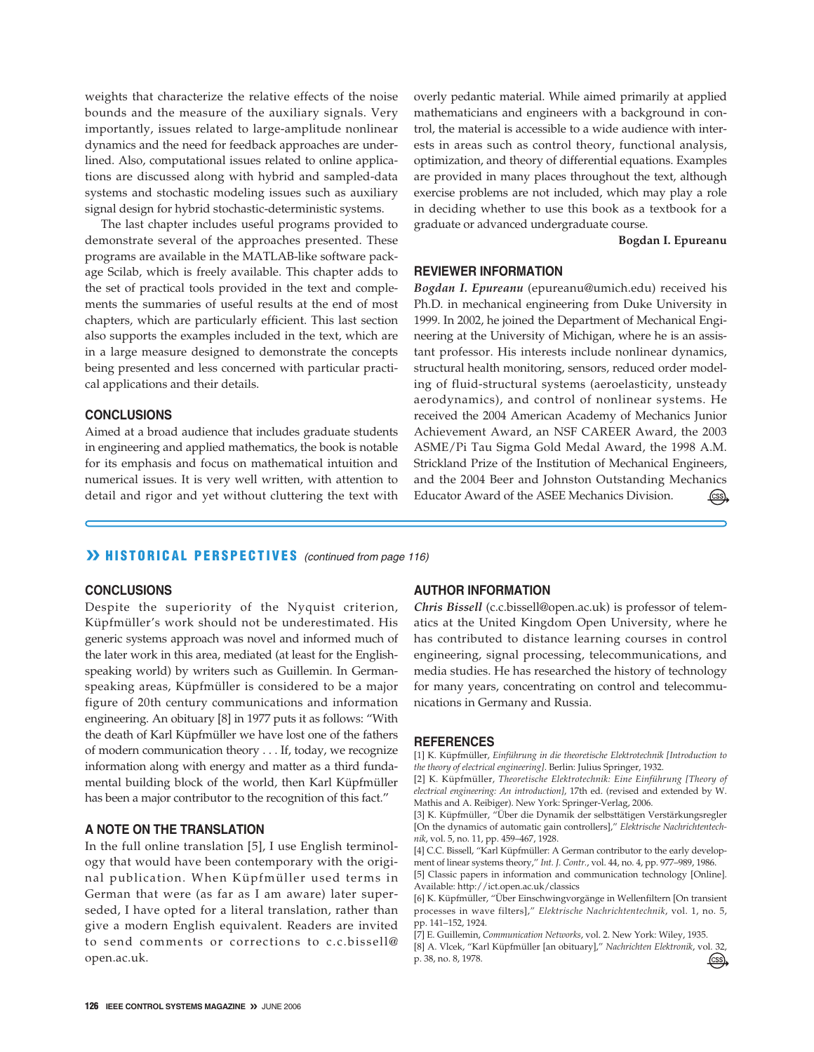weights that characterize the relative effects of the noise bounds and the measure of the auxiliary signals. Very importantly, issues related to large-amplitude nonlinear dynamics and the need for feedback approaches are underlined. Also, computational issues related to online applications are discussed along with hybrid and sampled-data systems and stochastic modeling issues such as auxiliary signal design for hybrid stochastic-deterministic systems.

The last chapter includes useful programs provided to demonstrate several of the approaches presented. These programs are available in the MATLAB-like software package Scilab, which is freely available. This chapter adds to the set of practical tools provided in the text and complements the summaries of useful results at the end of most chapters, which are particularly efficient. This last section also supports the examples included in the text, which are in a large measure designed to demonstrate the concepts being presented and less concerned with particular practical applications and their details.

## CONCLUSIONS

Aimed at a broad audience that includes graduate students in engineering and applied mathematics, the book is notable for its emphasis and focus on mathematical intuition and numerical issues. It is very well written, with attention to detail and rigor and yet without cluttering the text with overly pedantic material. While aimed primarily at applied mathematicians and engineers with a background in control, the material is accessible to a wide audience with interests in areas such as control theory, functional analysis, optimization, and theory of differential equations. Examples are provided in many places throughout the text, although exercise problems are not included, which may play a role in deciding whether to use this book as a textbook for a graduate or advanced undergraduate course.

**Bogdan I. Epureanu**

## REVIEWER INFORMATION

***Bogdan I. Epureanu*** (epureanu@umich.edu) received his Ph.D. in mechanical engineering from Duke University in 1999. In 2002, he joined the Department of Mechanical Engineering at the University of Michigan, where he is an assistant professor. His interests include nonlinear dynamics, structural health monitoring, sensors, reduced order modeling of fluid-structural systems (aeroelasticity, unsteady aerodynamics), and control of nonlinear systems. He received the 2004 American Academy of Mechanics Junior Achievement Award, an NSF CAREER Award, the 2003 ASME/Pi Tau Sigma Gold Medal Award, the 1998 A.M. Strickland Prize of the Institution of Mechanical Engineers, and the 2004 Beer and Johnston Outstanding Mechanics Educator Award of the ASEE Mechanics Division.

---

# HISTORICAL PERSPECTIVES *(continued from page 116)*

## CONCLUSIONS

Despite the superiority of the Nyquist criterion, Küpfmüller's work should not be underestimated. His generic systems approach was novel and informed much of the later work in this area, mediated (at least for the English-speaking world) by writers such as Guillemin. In German-speaking areas, Küpfmüller is considered to be a major figure of 20th century communications and information engineering. An obituary [8] in 1977 puts it as follows: "With the death of Karl Küpfmüller we have lost one of the fathers of modern communication theory . . . If, today, we recognize information along with energy and matter as a third fundamental building block of the world, then Karl Küpfmüller has been a major contributor to the recognition of this fact."

## A NOTE ON THE TRANSLATION

In the full online translation [5], I use English terminology that would have been contemporary with the original publication. When Küpfmüller used terms in German that were (as far as I am aware) later superseded, I have opted for a literal translation, rather than give a modern English equivalent. Readers are invited to send comments or corrections to c.c.bissell@open.ac.uk.

## AUTHOR INFORMATION

***Chris Bissell*** (c.c.bissell@open.ac.uk) is professor of telematics at the United Kingdom Open University, where he has contributed to distance learning courses in control engineering, signal processing, telecommunications, and media studies. He has researched the history of technology for many years, concentrating on control and telecommunications in Germany and Russia.

## REFERENCES

[1] K. Küpfmüller, *Einführung in die theoretische Elektrotechnik [Introduction to the theory of electrical engineering]*. Berlin: Julius Springer, 1932.

[2] K. Küpfmüller, *Theoretische Elektrotechnik: Eine Einführung [Theory of electrical engineering: An introduction]*, 17th ed. (revised and extended by W. Mathis and A. Reibiger). New York: Springer-Verlag, 2006.

[3] K. Küpfmüller, "Über die Dynamik der selbsttätigen Verstärkungsregler [On the dynamics of automatic gain controllers]," *Elektrische Nachrichtentechnik*, vol. 5, no. 11, pp. 459–467, 1928.

[4] C.C. Bissell, "Karl Küpfmüller: A German contributor to the early development of linear systems theory," *Int. J. Contr.*, vol. 44, no. 4, pp. 977–989, 1986.

[5] Classic papers in information and communication technology [Online]. Available: http://ict.open.ac.uk/classics

[6] K. Küpfmüller, "Über Einschwingvorgänge in Wellenfiltern [On transient processes in wave filters]," *Elektrische Nachrichtentechnik*, vol. 1, no. 5, pp. 141–152, 1924.

[7] E. Guillemin, *Communication Networks*, vol. 2. New York: Wiley, 1935.

[8] A. Vlcek, "Karl Küpfmüller [an obituary]," *Nachrichten Elektronik*, vol. 32, p. 38, no. 8, 1978.